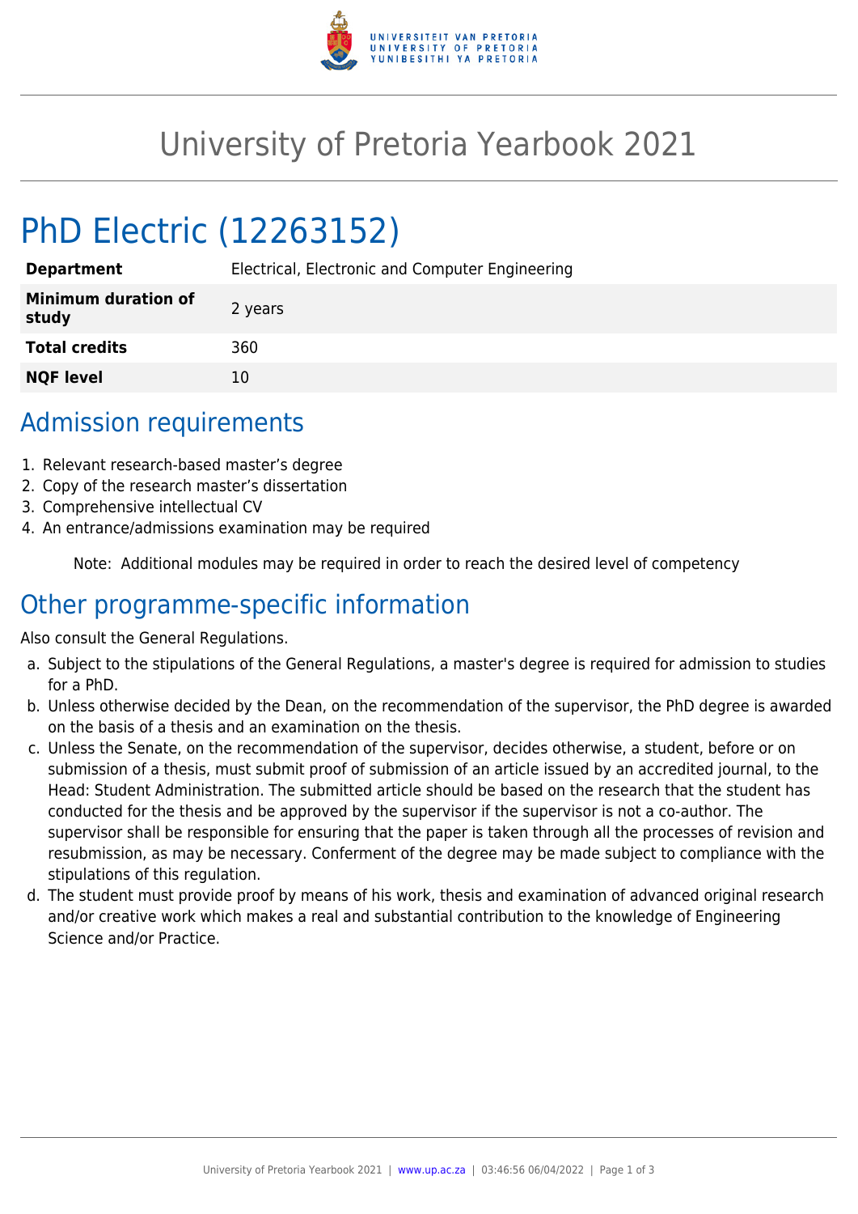# University of Pretoria Yearbook 2021

## PhD Electric (12263152)

| | |
|---|---|
| **Department** | Electrical, Electronic and Computer Engineering |
| **Minimum duration of study** | 2 years |
| **Total credits** | 360 |
| **NQF level** | 10 |

## Admission requirements

1. Relevant research-based master's degree
2. Copy of the research master's dissertation
3. Comprehensive intellectual CV
4. An entrance/admissions examination may be required

Note: Additional modules may be required in order to reach the desired level of competency

## Other programme-specific information

Also consult the General Regulations.

a. Subject to the stipulations of the General Regulations, a master's degree is required for admission to studies for a PhD.

b. Unless otherwise decided by the Dean, on the recommendation of the supervisor, the PhD degree is awarded on the basis of a thesis and an examination on the thesis.

c. Unless the Senate, on the recommendation of the supervisor, decides otherwise, a student, before or on submission of a thesis, must submit proof of submission of an article issued by an accredited journal, to the Head: Student Administration. The submitted article should be based on the research that the student has conducted for the thesis and be approved by the supervisor if the supervisor is not a co-author. The supervisor shall be responsible for ensuring that the paper is taken through all the processes of revision and resubmission, as may be necessary. Conferment of the degree may be made subject to compliance with the stipulations of this regulation.

d. The student must provide proof by means of his work, thesis and examination of advanced original research and/or creative work which makes a real and substantial contribution to the knowledge of Engineering Science and/or Practice.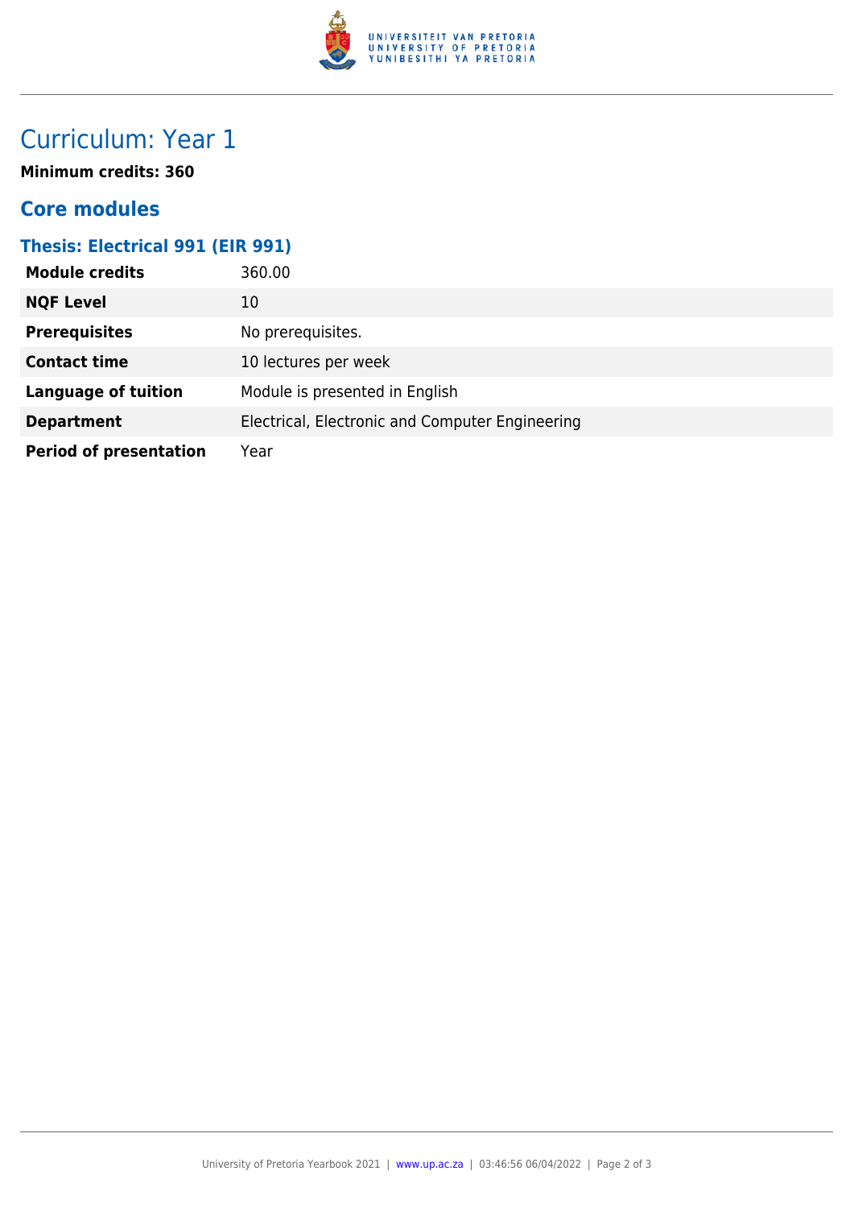# Curriculum: Year 1

**Minimum credits: 360**

## Core modules

### Thesis: Electrical 991 (EIR 991)

| | |
|---|---|
| **Module credits** | 360.00 |
| **NQF Level** | 10 |
| **Prerequisites** | No prerequisites. |
| **Contact time** | 10 lectures per week |
| **Language of tuition** | Module is presented in English |
| **Department** | Electrical, Electronic and Computer Engineering |
| **Period of presentation** | Year |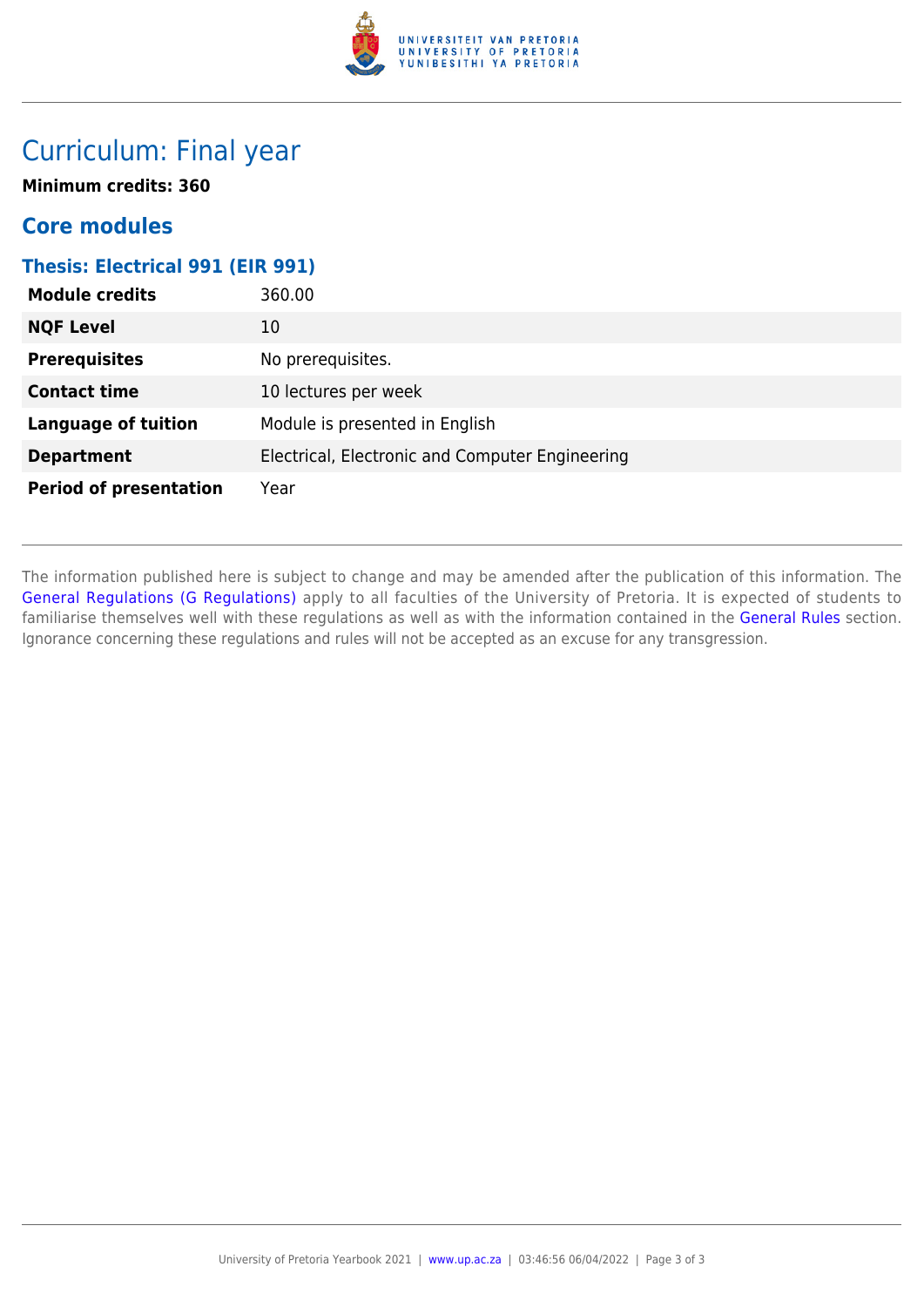# Curriculum: Final year

**Minimum credits: 360**

## Core modules

### Thesis: Electrical 991 (EIR 991)

| | |
|---|---|
| **Module credits** | 360.00 |
| **NQF Level** | 10 |
| **Prerequisites** | No prerequisites. |
| **Contact time** | 10 lectures per week |
| **Language of tuition** | Module is presented in English |
| **Department** | Electrical, Electronic and Computer Engineering |
| **Period of presentation** | Year |

The information published here is subject to change and may be amended after the publication of this information. The General Regulations (G Regulations) apply to all faculties of the University of Pretoria. It is expected of students to familiarise themselves well with these regulations as well as with the information contained in the General Rules section. Ignorance concerning these regulations and rules will not be accepted as an excuse for any transgression.